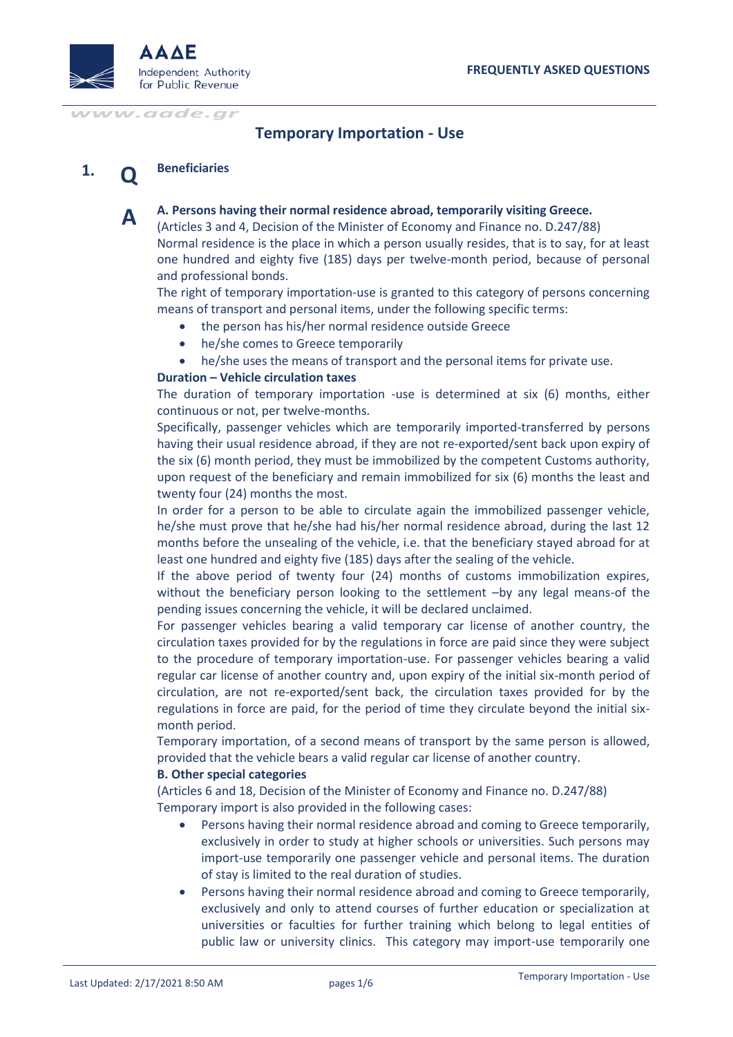# Temporary Importation - Use

## 1. Q Beneficiaries

**A**

**A. Persons having their normal residence abroad, temporarily visiting Greece.**
(Articles 3 and 4, Decision of the Minister of Economy and Finance no. D.247/88)
Normal residence is the place in which a person usually resides, that is to say, for at least one hundred and eighty five (185) days per twelve-month period, because of personal and professional bonds.
The right of temporary importation-use is granted to this category of persons concerning means of transport and personal items, under the following specific terms:

- the person has his/her normal residence outside Greece
- he/she comes to Greece temporarily
- he/she uses the means of transport and the personal items for private use.

**Duration – Vehicle circulation taxes**
The duration of temporary importation -use is determined at six (6) months, either continuous or not, per twelve-months.
Specifically, passenger vehicles which are temporarily imported-transferred by persons having their usual residence abroad, if they are not re-exported/sent back upon expiry of the six (6) month period, they must be immobilized by the competent Customs authority, upon request of the beneficiary and remain immobilized for six (6) months the least and twenty four (24) months the most.
In order for a person to be able to circulate again the immobilized passenger vehicle, he/she must prove that he/she had his/her normal residence abroad, during the last 12 months before the unsealing of the vehicle, i.e. that the beneficiary stayed abroad for at least one hundred and eighty five (185) days after the sealing of the vehicle.
If the above period of twenty four (24) months of customs immobilization expires, without the beneficiary person looking to the settlement –by any legal means-of the pending issues concerning the vehicle, it will be declared unclaimed.
For passenger vehicles bearing a valid temporary car license of another country, the circulation taxes provided for by the regulations in force are paid since they were subject to the procedure of temporary importation-use. For passenger vehicles bearing a valid regular car license of another country and, upon expiry of the initial six-month period of circulation, are not re-exported/sent back, the circulation taxes provided for by the regulations in force are paid, for the period of time they circulate beyond the initial six-month period.
Temporary importation, of a second means of transport by the same person is allowed, provided that the vehicle bears a valid regular car license of another country.

**B. Other special categories**
(Articles 6 and 18, Decision of the Minister of Economy and Finance no. D.247/88)
Temporary import is also provided in the following cases:

- Persons having their normal residence abroad and coming to Greece temporarily, exclusively in order to study at higher schools or universities. Such persons may import-use temporarily one passenger vehicle and personal items. The duration of stay is limited to the real duration of studies.
- Persons having their normal residence abroad and coming to Greece temporarily, exclusively and only to attend courses of further education or specialization at universities or faculties for further training which belong to legal entities of public law or university clinics. This category may import-use temporarily one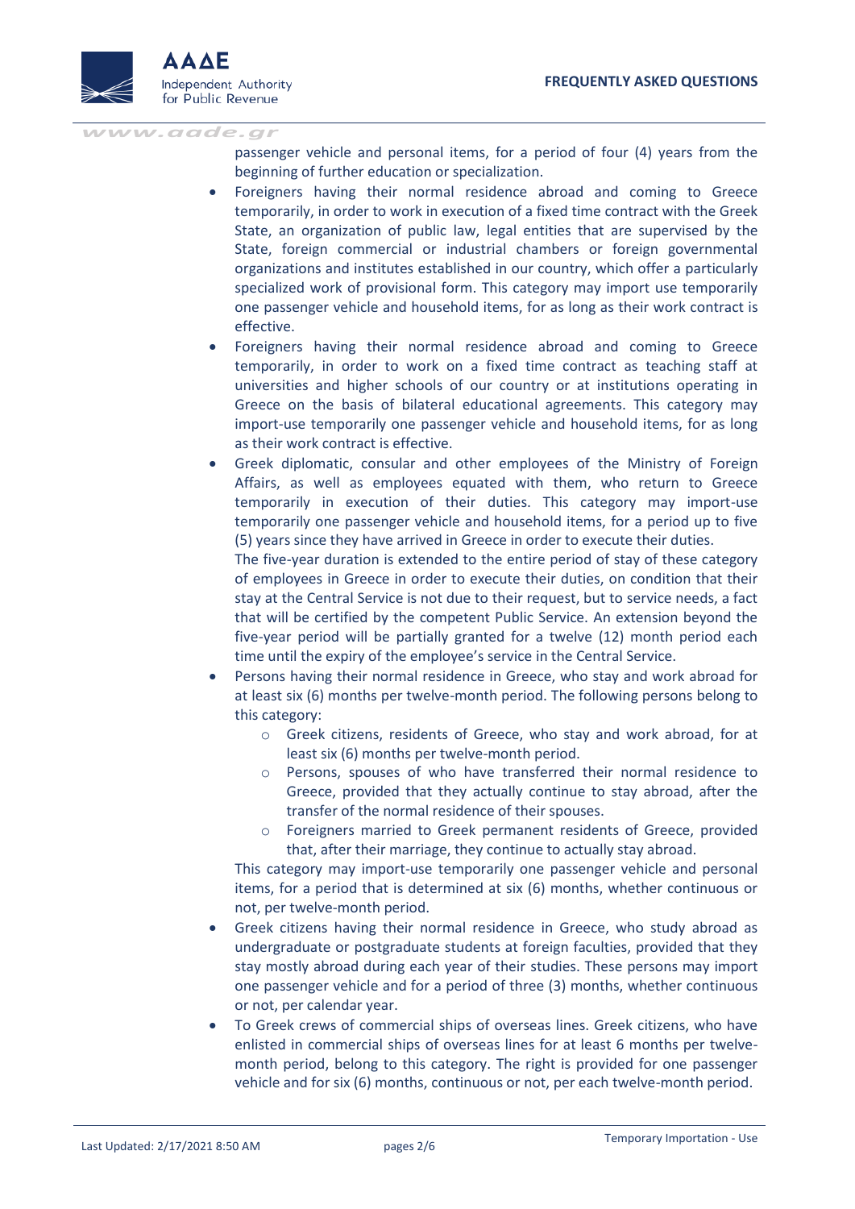passenger vehicle and personal items, for a period of four (4) years from the beginning of further education or specialization.

- Foreigners having their normal residence abroad and coming to Greece temporarily, in order to work in execution of a fixed time contract with the Greek State, an organization of public law, legal entities that are supervised by the State, foreign commercial or industrial chambers or foreign governmental organizations and institutes established in our country, which offer a particularly specialized work of provisional form. This category may import use temporarily one passenger vehicle and household items, for as long as their work contract is effective.
- Foreigners having their normal residence abroad and coming to Greece temporarily, in order to work on a fixed time contract as teaching staff at universities and higher schools of our country or at institutions operating in Greece on the basis of bilateral educational agreements. This category may import-use temporarily one passenger vehicle and household items, for as long as their work contract is effective.
- Greek diplomatic, consular and other employees of the Ministry of Foreign Affairs, as well as employees equated with them, who return to Greece temporarily in execution of their duties. This category may import-use temporarily one passenger vehicle and household items, for a period up to five (5) years since they have arrived in Greece in order to execute their duties.
  The five-year duration is extended to the entire period of stay of these category of employees in Greece in order to execute their duties, on condition that their stay at the Central Service is not due to their request, but to service needs, a fact that will be certified by the competent Public Service. An extension beyond the five-year period will be partially granted for a twelve (12) month period each time until the expiry of the employee's service in the Central Service.
- Persons having their normal residence in Greece, who stay and work abroad for at least six (6) months per twelve-month period. The following persons belong to this category:
  - Greek citizens, residents of Greece, who stay and work abroad, for at least six (6) months per twelve-month period.
  - Persons, spouses of who have transferred their normal residence to Greece, provided that they actually continue to stay abroad, after the transfer of the normal residence of their spouses.
  - Foreigners married to Greek permanent residents of Greece, provided that, after their marriage, they continue to actually stay abroad.

  This category may import-use temporarily one passenger vehicle and personal items, for a period that is determined at six (6) months, whether continuous or not, per twelve-month period.
- Greek citizens having their normal residence in Greece, who study abroad as undergraduate or postgraduate students at foreign faculties, provided that they stay mostly abroad during each year of their studies. These persons may import one passenger vehicle and for a period of three (3) months, whether continuous or not, per calendar year.
- To Greek crews of commercial ships of overseas lines. Greek citizens, who have enlisted in commercial ships of overseas lines for at least 6 months per twelve-month period, belong to this category. The right is provided for one passenger vehicle and for six (6) months, continuous or not, per each twelve-month period.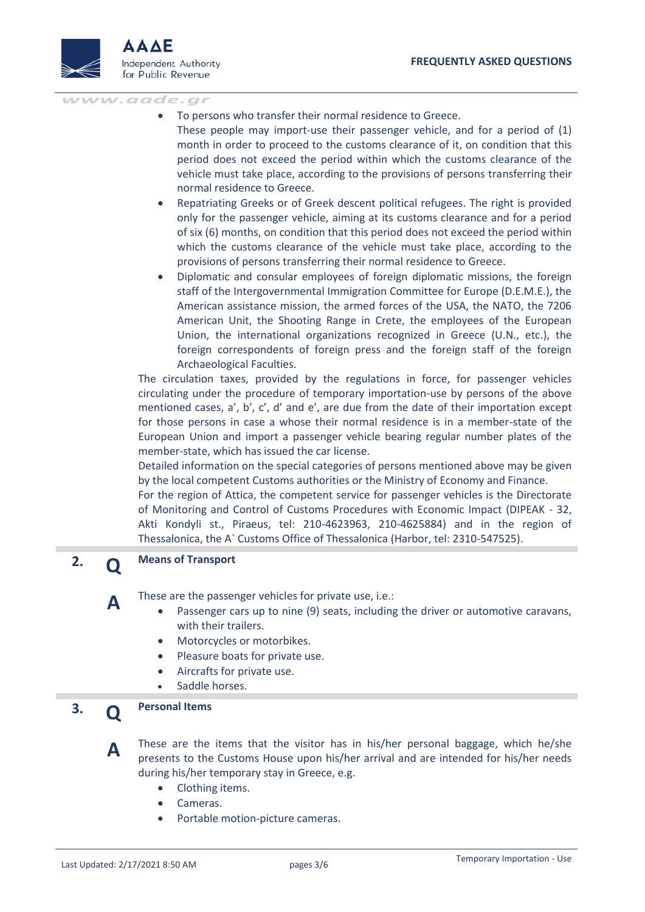- To persons who transfer their normal residence to Greece.
  These people may import-use their passenger vehicle, and for a period of (1) month in order to proceed to the customs clearance of it, on condition that this period does not exceed the period within which the customs clearance of the vehicle must take place, according to the provisions of persons transferring their normal residence to Greece.
- Repatriating Greeks or of Greek descent political refugees. The right is provided only for the passenger vehicle, aiming at its customs clearance and for a period of six (6) months, on condition that this period does not exceed the period within which the customs clearance of the vehicle must take place, according to the provisions of persons transferring their normal residence to Greece.
- Diplomatic and consular employees of foreign diplomatic missions, the foreign staff of the Intergovernmental Immigration Committee for Europe (D.E.M.E.), the American assistance mission, the armed forces of the USA, the NATO, the 7206 American Unit, the Shooting Range in Crete, the employees of the European Union, the international organizations recognized in Greece (U.N., etc.), the foreign correspondents of foreign press and the foreign staff of the foreign Archaeological Faculties.

The circulation taxes, provided by the regulations in force, for passenger vehicles circulating under the procedure of temporary importation-use by persons of the above mentioned cases, a', b', c', d' and e', are due from the date of their importation except for those persons in case a whose their normal residence is in a member-state of the European Union and import a passenger vehicle bearing regular number plates of the member-state, which has issued the car license.

Detailed information on the special categories of persons mentioned above may be given by the local competent Customs authorities or the Ministry of Economy and Finance.

For the region of Attica, the competent service for passenger vehicles is the Directorate of Monitoring and Control of Customs Procedures with Economic Impact (DIPEAK - 32, Akti Kondyli st., Piraeus, tel: 210-4623963, 210-4625884) and in the region of Thessalonica, the A` Customs Office of Thessalonica (Harbor, tel: 2310-547525).

## 2. Q Means of Transport

**A** These are the passenger vehicles for private use, i.e.:

- Passenger cars up to nine (9) seats, including the driver or automotive caravans, with their trailers.
- Motorcycles or motorbikes.
- Pleasure boats for private use.
- Aircrafts for private use.
- Saddle horses.

## 3. Q Personal Items

**A** These are the items that the visitor has in his/her personal baggage, which he/she presents to the Customs House upon his/her arrival and are intended for his/her needs during his/her temporary stay in Greece, e.g.

- Clothing items.
- Cameras.
- Portable motion-picture cameras.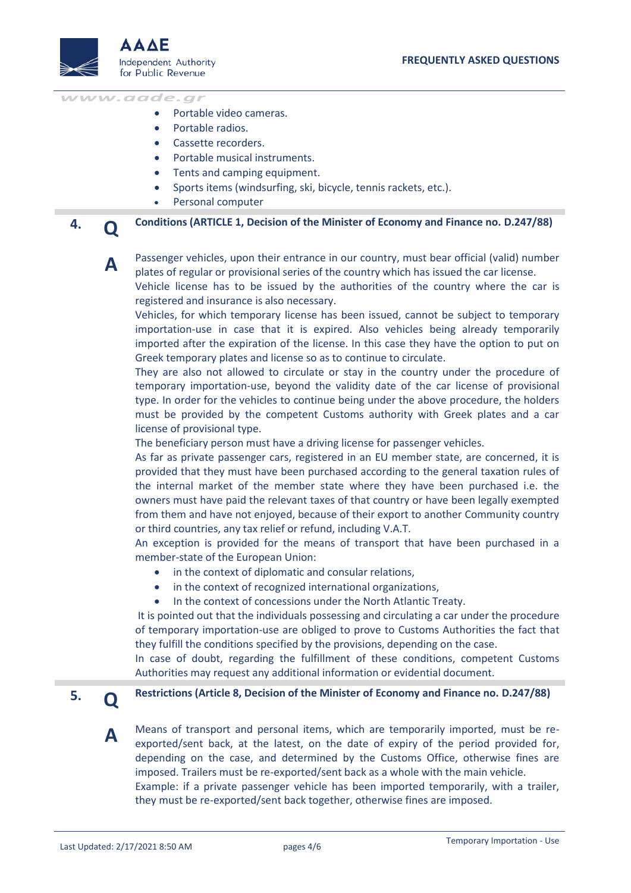- Portable video cameras.
- Portable radios.
- Cassette recorders.
- Portable musical instruments.
- Tents and camping equipment.
- Sports items (windsurfing, ski, bicycle, tennis rackets, etc.).
- Personal computer

**4. Q** **Conditions (ARTICLE 1, Decision of the Minister of Economy and Finance no. D.247/88)**

**A** Passenger vehicles, upon their entrance in our country, must bear official (valid) number plates of regular or provisional series of the country which has issued the car license.
Vehicle license has to be issued by the authorities of the country where the car is registered and insurance is also necessary.
Vehicles, for which temporary license has been issued, cannot be subject to temporary importation-use in case that it is expired. Also vehicles being already temporarily imported after the expiration of the license. In this case they have the option to put on Greek temporary plates and license so as to continue to circulate.
They are also not allowed to circulate or stay in the country under the procedure of temporary importation-use, beyond the validity date of the car license of provisional type. In order for the vehicles to continue being under the above procedure, the holders must be provided by the competent Customs authority with Greek plates and a car license of provisional type.
The beneficiary person must have a driving license for passenger vehicles.
As far as private passenger cars, registered in an EU member state, are concerned, it is provided that they must have been purchased according to the general taxation rules of the internal market of the member state where they have been purchased i.e. the owners must have paid the relevant taxes of that country or have been legally exempted from them and have not enjoyed, because of their export to another Community country or third countries, any tax relief or refund, including V.A.T.
An exception is provided for the means of transport that have been purchased in a member-state of the European Union:

- in the context of diplomatic and consular relations,
- in the context of recognized international organizations,
- In the context of concessions under the North Atlantic Treaty.

It is pointed out that the individuals possessing and circulating a car under the procedure of temporary importation-use are obliged to prove to Customs Authorities the fact that they fulfill the conditions specified by the provisions, depending on the case.
In case of doubt, regarding the fulfillment of these conditions, competent Customs Authorities may request any additional information or evidential document.

**5. Q** **Restrictions (Article 8, Decision of the Minister of Economy and Finance no. D.247/88)**

**A** Means of transport and personal items, which are temporarily imported, must be re-exported/sent back, at the latest, on the date of expiry of the period provided for, depending on the case, and determined by the Customs Office, otherwise fines are imposed. Trailers must be re-exported/sent back as a whole with the main vehicle.
Example: if a private passenger vehicle has been imported temporarily, with a trailer, they must be re-exported/sent back together, otherwise fines are imposed.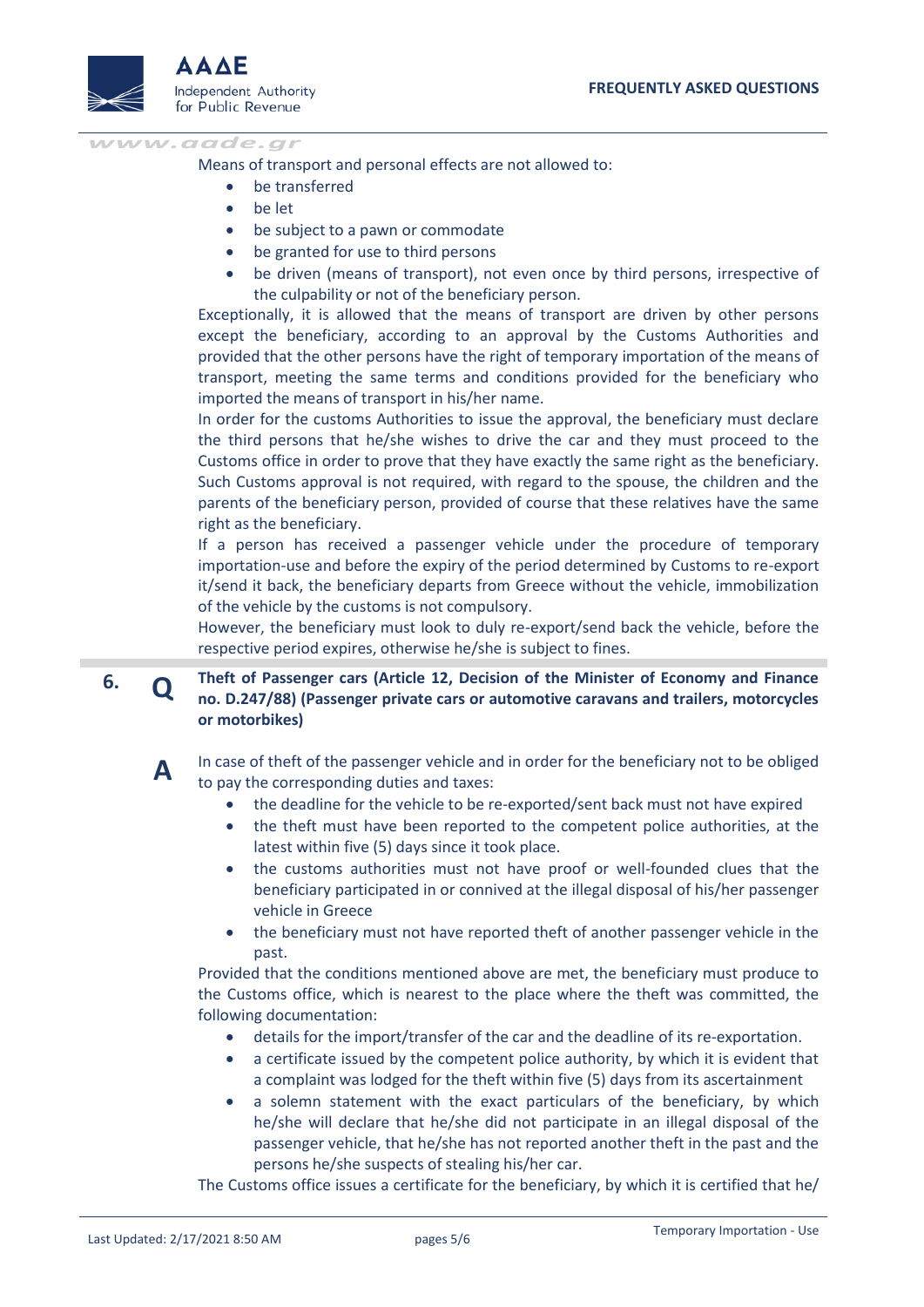Means of transport and personal effects are not allowed to:

- be transferred
- be let
- be subject to a pawn or commodate
- be granted for use to third persons
- be driven (means of transport), not even once by third persons, irrespective of the culpability or not of the beneficiary person.

Exceptionally, it is allowed that the means of transport are driven by other persons except the beneficiary, according to an approval by the Customs Authorities and provided that the other persons have the right of temporary importation of the means of transport, meeting the same terms and conditions provided for the beneficiary who imported the means of transport in his/her name.

In order for the customs Authorities to issue the approval, the beneficiary must declare the third persons that he/she wishes to drive the car and they must proceed to the Customs office in order to prove that they have exactly the same right as the beneficiary. Such Customs approval is not required, with regard to the spouse, the children and the parents of the beneficiary person, provided of course that these relatives have the same right as the beneficiary.

If a person has received a passenger vehicle under the procedure of temporary importation-use and before the expiry of the period determined by Customs to re-export it/send it back, the beneficiary departs from Greece without the vehicle, immobilization of the vehicle by the customs is not compulsory.

However, the beneficiary must look to duly re-export/send back the vehicle, before the respective period expires, otherwise he/she is subject to fines.

## 6. Q Theft of Passenger cars (Article 12, Decision of the Minister of Economy and Finance no. D.247/88) (Passenger private cars or automotive caravans and trailers, motorcycles or motorbikes)

**A** In case of theft of the passenger vehicle and in order for the beneficiary not to be obliged to pay the corresponding duties and taxes:

- the deadline for the vehicle to be re-exported/sent back must not have expired
- the theft must have been reported to the competent police authorities, at the latest within five (5) days since it took place.
- the customs authorities must not have proof or well-founded clues that the beneficiary participated in or connived at the illegal disposal of his/her passenger vehicle in Greece
- the beneficiary must not have reported theft of another passenger vehicle in the past.

Provided that the conditions mentioned above are met, the beneficiary must produce to the Customs office, which is nearest to the place where the theft was committed, the following documentation:

- details for the import/transfer of the car and the deadline of its re-exportation.
- a certificate issued by the competent police authority, by which it is evident that a complaint was lodged for the theft within five (5) days from its ascertainment
- a solemn statement with the exact particulars of the beneficiary, by which he/she will declare that he/she did not participate in an illegal disposal of the passenger vehicle, that he/she has not reported another theft in the past and the persons he/she suspects of stealing his/her car.

The Customs office issues a certificate for the beneficiary, by which it is certified that he/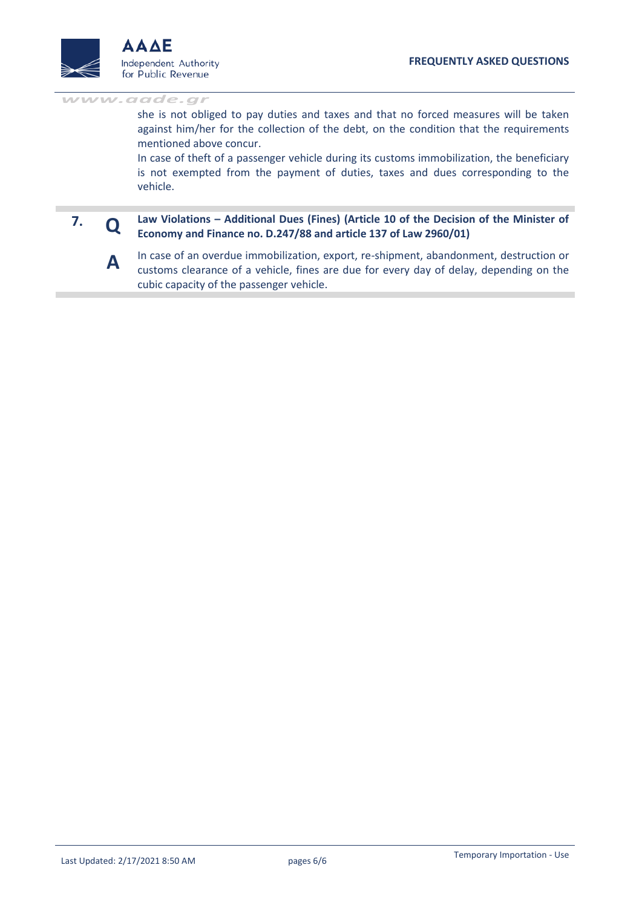she is not obliged to pay duties and taxes and that no forced measures will be taken against him/her for the collection of the debt, on the condition that the requirements mentioned above concur.

In case of theft of a passenger vehicle during its customs immobilization, the beneficiary is not exempted from the payment of duties, taxes and dues corresponding to the vehicle.

**7. Q Law Violations – Additional Dues (Fines) (Article 10 of the Decision of the Minister of Economy and Finance no. D.247/88 and article 137 of Law 2960/01)**

**A** In case of an overdue immobilization, export, re-shipment, abandonment, destruction or customs clearance of a vehicle, fines are due for every day of delay, depending on the cubic capacity of the passenger vehicle.